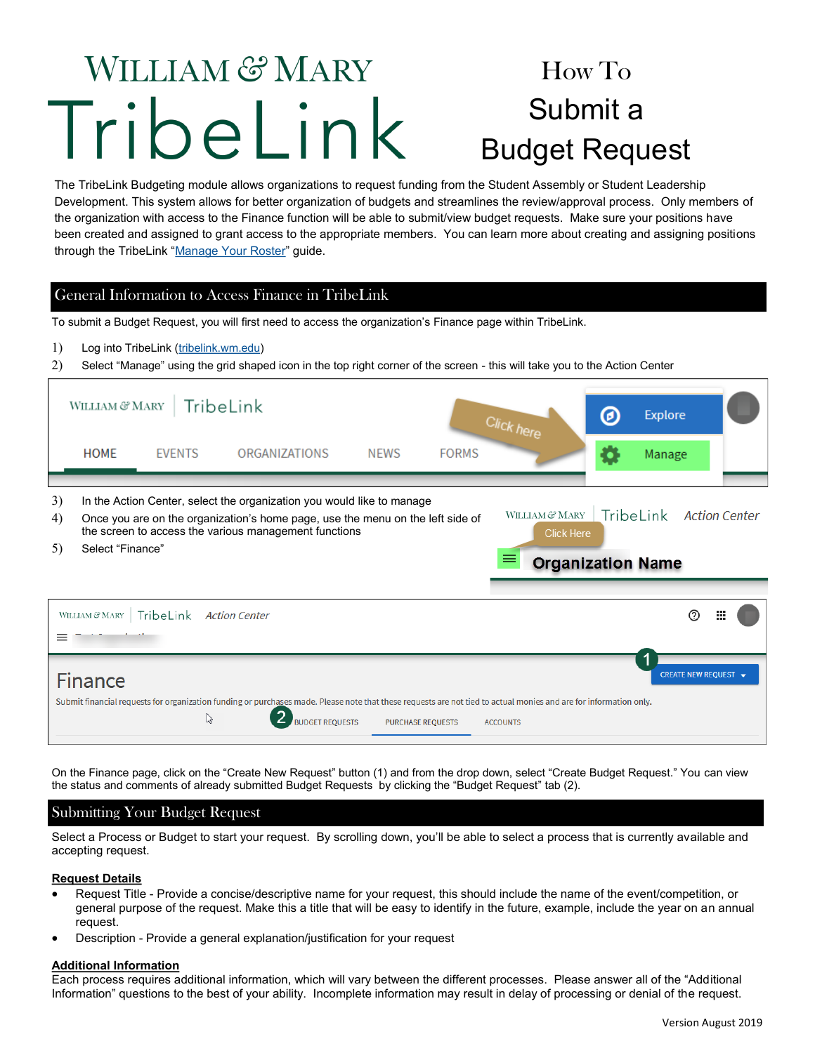# William & Mary TribeLink

# How To Submit a Budget Request

The TribeLink Budgeting module allows organizations to request funding from the Student Assembly or Student Leadership Development. This system allows for better organization of budgets and streamlines the review/approval process. Only members of the organization with access to the Finance function will be able to submit/view budget requests. Make sure your positions have been created and assigned to grant access to the appropriate members. You can learn more about creating and assigning positions through the TribeLink "Manage Your Roster" guide.

## General Information to Access Finance in TribeLink

To submit a Budget Request, you will first need to access the organization's Finance page within TribeLink.

1) Log into TribeLink (tribelink.wm.edu)
2) Select "Manage" using the grid shaped icon in the top right corner of the screen - this will take you to the Action Center
3) In the Action Center, select the organization you would like to manage
4) Once you are on the organization's home page, use the menu on the left side of the screen to access the various management functions
5) Select "Finance"

On the Finance page, click on the "Create New Request" button (1) and from the drop down, select "Create Budget Request." You can view the status and comments of already submitted Budget Requests by clicking the "Budget Request" tab (2).

## Submitting Your Budget Request

Select a Process or Budget to start your request. By scrolling down, you'll be able to select a process that is currently available and accepting request.

**Request Details**

- Request Title - Provide a concise/descriptive name for your request, this should include the name of the event/competition, or general purpose of the request. Make this a title that will be easy to identify in the future, example, include the year on an annual request.
- Description - Provide a general explanation/justification for your request

**Additional Information**

Each process requires additional information, which will vary between the different processes. Please answer all of the "Additional Information" questions to the best of your ability. Incomplete information may result in delay of processing or denial of the request.

Version August 2019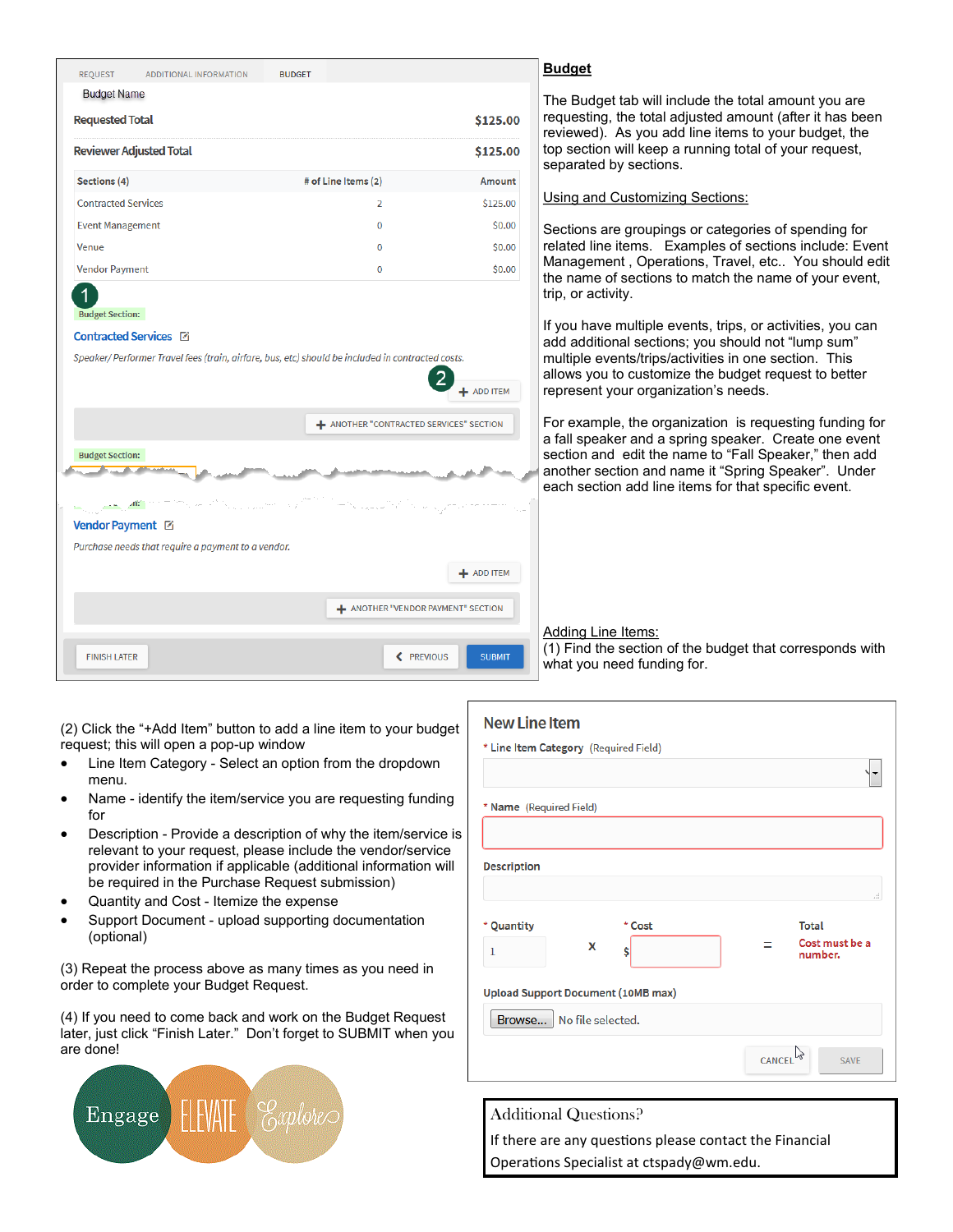## Budget

The Budget tab will include the total amount you are requesting, the total adjusted amount (after it has been reviewed). As you add line items to your budget, the top section will keep a running total of your request, separated by sections.

Using and Customizing Sections:

Sections are groupings or categories of spending for related line items. Examples of sections include: Event Management , Operations, Travel, etc.. You should edit the name of sections to match the name of your event, trip, or activity.

If you have multiple events, trips, or activities, you can add additional sections; you should not "lump sum" multiple events/trips/activities in one section. This allows you to customize the budget request to better represent your organization's needs.

For example, the organization is requesting funding for a fall speaker and a spring speaker. Create one event section and edit the name to "Fall Speaker," then add another section and name it "Spring Speaker". Under each section add line items for that specific event.

Adding Line Items:
(1) Find the section of the budget that corresponds with what you need funding for.

(2) Click the "+Add Item" button to add a line item to your budget request; this will open a pop-up window

- Line Item Category - Select an option from the dropdown menu.
- Name - identify the item/service you are requesting funding for
- Description - Provide a description of why the item/service is relevant to your request, please include the vendor/service provider information if applicable (additional information will be required in the Purchase Request submission)
- Quantity and Cost - Itemize the expense
- Support Document - upload supporting documentation (optional)

(3) Repeat the process above as many times as you need in order to complete your Budget Request.

(4) If you need to come back and work on the Budget Request later, just click "Finish Later." Don't forget to SUBMIT when you are done!

Engage ELEVATE Explore

**Additional Questions?**

If there are any questions please contact the Financial Operations Specialist at ctspady@wm.edu.